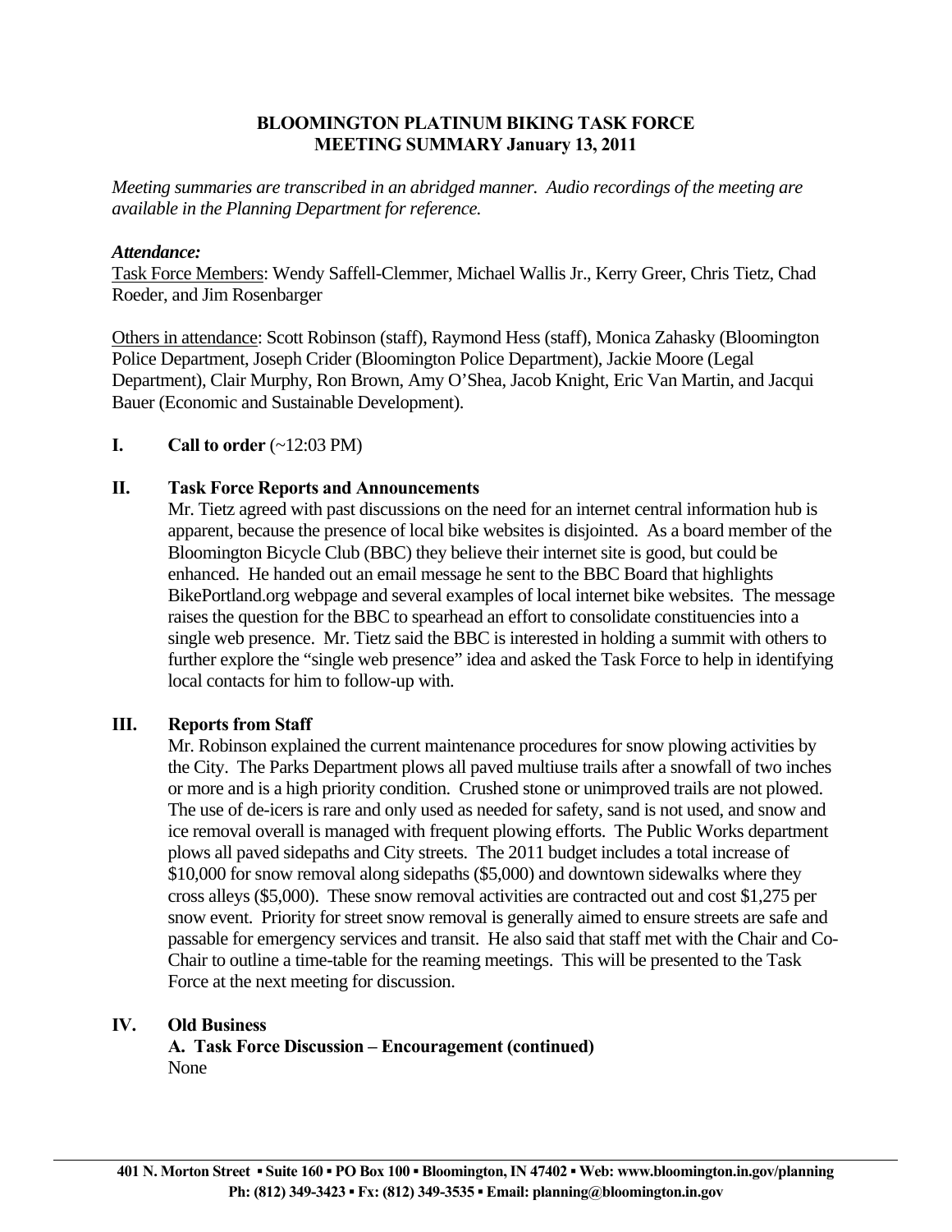# BLOOMINGTON PLATINUM BIKING TASK FORCE
## MEETING SUMMARY January 13, 2011

*Meeting summaries are transcribed in an abridged manner. Audio recordings of the meeting are available in the Planning Department for reference.*

***Attendance:***

Task Force Members: Wendy Saffell-Clemmer, Michael Wallis Jr., Kerry Greer, Chris Tietz, Chad Roeder, and Jim Rosenbarger

Others in attendance: Scott Robinson (staff), Raymond Hess (staff), Monica Zahasky (Bloomington Police Department, Joseph Crider (Bloomington Police Department), Jackie Moore (Legal Department), Clair Murphy, Ron Brown, Amy O'Shea, Jacob Knight, Eric Van Martin, and Jacqui Bauer (Economic and Sustainable Development).

**I. Call to order** (~12:03 PM)

**II. Task Force Reports and Announcements**

Mr. Tietz agreed with past discussions on the need for an internet central information hub is apparent, because the presence of local bike websites is disjointed. As a board member of the Bloomington Bicycle Club (BBC) they believe their internet site is good, but could be enhanced. He handed out an email message he sent to the BBC Board that highlights BikePortland.org webpage and several examples of local internet bike websites. The message raises the question for the BBC to spearhead an effort to consolidate constituencies into a single web presence. Mr. Tietz said the BBC is interested in holding a summit with others to further explore the "single web presence" idea and asked the Task Force to help in identifying local contacts for him to follow-up with.

**III. Reports from Staff**

Mr. Robinson explained the current maintenance procedures for snow plowing activities by the City. The Parks Department plows all paved multiuse trails after a snowfall of two inches or more and is a high priority condition. Crushed stone or unimproved trails are not plowed. The use of de-icers is rare and only used as needed for safety, sand is not used, and snow and ice removal overall is managed with frequent plowing efforts. The Public Works department plows all paved sidepaths and City streets. The 2011 budget includes a total increase of $10,000 for snow removal along sidepaths ($5,000) and downtown sidewalks where they cross alleys ($5,000). These snow removal activities are contracted out and cost $1,275 per snow event. Priority for street snow removal is generally aimed to ensure streets are safe and passable for emergency services and transit. He also said that staff met with the Chair and Co-Chair to outline a time-table for the reaming meetings. This will be presented to the Task Force at the next meeting for discussion.

**IV. Old Business**

**A. Task Force Discussion – Encouragement (continued)**

None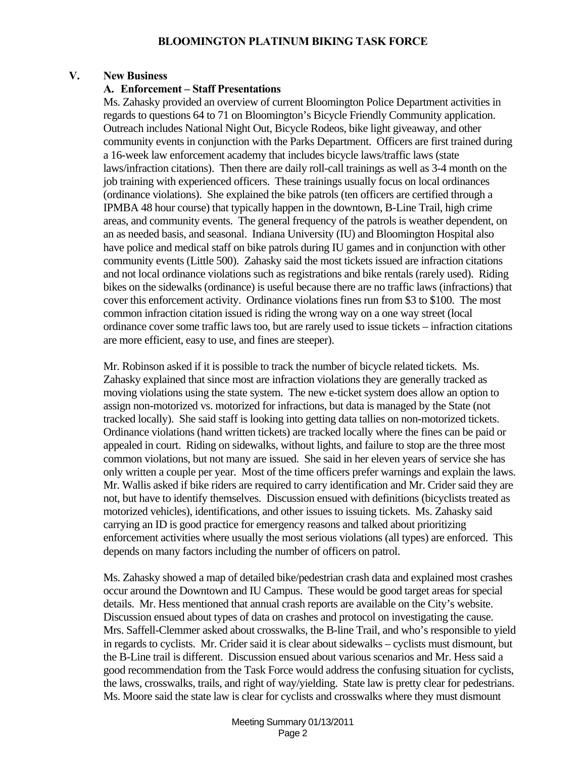## V. New Business

### A. Enforcement – Staff Presentations

Ms. Zahasky provided an overview of current Bloomington Police Department activities in regards to questions 64 to 71 on Bloomington's Bicycle Friendly Community application. Outreach includes National Night Out, Bicycle Rodeos, bike light giveaway, and other community events in conjunction with the Parks Department. Officers are first trained during a 16-week law enforcement academy that includes bicycle laws/traffic laws (state laws/infraction citations). Then there are daily roll-call trainings as well as 3-4 month on the job training with experienced officers. These trainings usually focus on local ordinances (ordinance violations). She explained the bike patrols (ten officers are certified through a IPMBA 48 hour course) that typically happen in the downtown, B-Line Trail, high crime areas, and community events. The general frequency of the patrols is weather dependent, on an as needed basis, and seasonal. Indiana University (IU) and Bloomington Hospital also have police and medical staff on bike patrols during IU games and in conjunction with other community events (Little 500). Zahasky said the most tickets issued are infraction citations and not local ordinance violations such as registrations and bike rentals (rarely used). Riding bikes on the sidewalks (ordinance) is useful because there are no traffic laws (infractions) that cover this enforcement activity. Ordinance violations fines run from $3 to $100. The most common infraction citation issued is riding the wrong way on a one way street (local ordinance cover some traffic laws too, but are rarely used to issue tickets – infraction citations are more efficient, easy to use, and fines are steeper).

Mr. Robinson asked if it is possible to track the number of bicycle related tickets. Ms. Zahasky explained that since most are infraction violations they are generally tracked as moving violations using the state system. The new e-ticket system does allow an option to assign non-motorized vs. motorized for infractions, but data is managed by the State (not tracked locally). She said staff is looking into getting data tallies on non-motorized tickets. Ordinance violations (hand written tickets) are tracked locally where the fines can be paid or appealed in court. Riding on sidewalks, without lights, and failure to stop are the three most common violations, but not many are issued. She said in her eleven years of service she has only written a couple per year. Most of the time officers prefer warnings and explain the laws. Mr. Wallis asked if bike riders are required to carry identification and Mr. Crider said they are not, but have to identify themselves. Discussion ensued with definitions (bicyclists treated as motorized vehicles), identifications, and other issues to issuing tickets. Ms. Zahasky said carrying an ID is good practice for emergency reasons and talked about prioritizing enforcement activities where usually the most serious violations (all types) are enforced. This depends on many factors including the number of officers on patrol.

Ms. Zahasky showed a map of detailed bike/pedestrian crash data and explained most crashes occur around the Downtown and IU Campus. These would be good target areas for special details. Mr. Hess mentioned that annual crash reports are available on the City's website. Discussion ensued about types of data on crashes and protocol on investigating the cause. Mrs. Saffell-Clemmer asked about crosswalks, the B-line Trail, and who's responsible to yield in regards to cyclists. Mr. Crider said it is clear about sidewalks – cyclists must dismount, but the B-Line trail is different. Discussion ensued about various scenarios and Mr. Hess said a good recommendation from the Task Force would address the confusing situation for cyclists, the laws, crosswalks, trails, and right of way/yielding. State law is pretty clear for pedestrians. Ms. Moore said the state law is clear for cyclists and crosswalks where they must dismount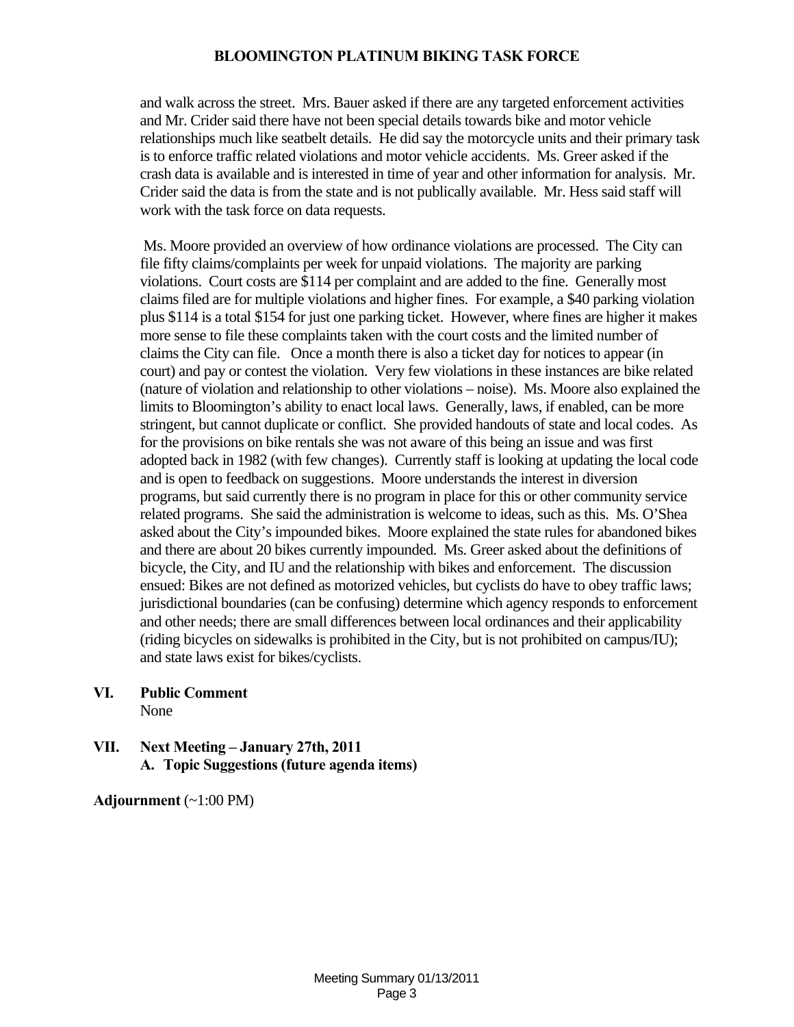and walk across the street. Mrs. Bauer asked if there are any targeted enforcement activities and Mr. Crider said there have not been special details towards bike and motor vehicle relationships much like seatbelt details. He did say the motorcycle units and their primary task is to enforce traffic related violations and motor vehicle accidents. Ms. Greer asked if the crash data is available and is interested in time of year and other information for analysis. Mr. Crider said the data is from the state and is not publically available. Mr. Hess said staff will work with the task force on data requests.

Ms. Moore provided an overview of how ordinance violations are processed. The City can file fifty claims/complaints per week for unpaid violations. The majority are parking violations. Court costs are $114 per complaint and are added to the fine. Generally most claims filed are for multiple violations and higher fines. For example, a $40 parking violation plus $114 is a total $154 for just one parking ticket. However, where fines are higher it makes more sense to file these complaints taken with the court costs and the limited number of claims the City can file. Once a month there is also a ticket day for notices to appear (in court) and pay or contest the violation. Very few violations in these instances are bike related (nature of violation and relationship to other violations – noise). Ms. Moore also explained the limits to Bloomington's ability to enact local laws. Generally, laws, if enabled, can be more stringent, but cannot duplicate or conflict. She provided handouts of state and local codes. As for the provisions on bike rentals she was not aware of this being an issue and was first adopted back in 1982 (with few changes). Currently staff is looking at updating the local code and is open to feedback on suggestions. Moore understands the interest in diversion programs, but said currently there is no program in place for this or other community service related programs. She said the administration is welcome to ideas, such as this. Ms. O'Shea asked about the City's impounded bikes. Moore explained the state rules for abandoned bikes and there are about 20 bikes currently impounded. Ms. Greer asked about the definitions of bicycle, the City, and IU and the relationship with bikes and enforcement. The discussion ensued: Bikes are not defined as motorized vehicles, but cyclists do have to obey traffic laws; jurisdictional boundaries (can be confusing) determine which agency responds to enforcement and other needs; there are small differences between local ordinances and their applicability (riding bicycles on sidewalks is prohibited in the City, but is not prohibited on campus/IU); and state laws exist for bikes/cyclists.

## VI. Public Comment

None

## VII. Next Meeting – January 27th, 2011

**A. Topic Suggestions (future agenda items)**

**Adjournment** (~1:00 PM)